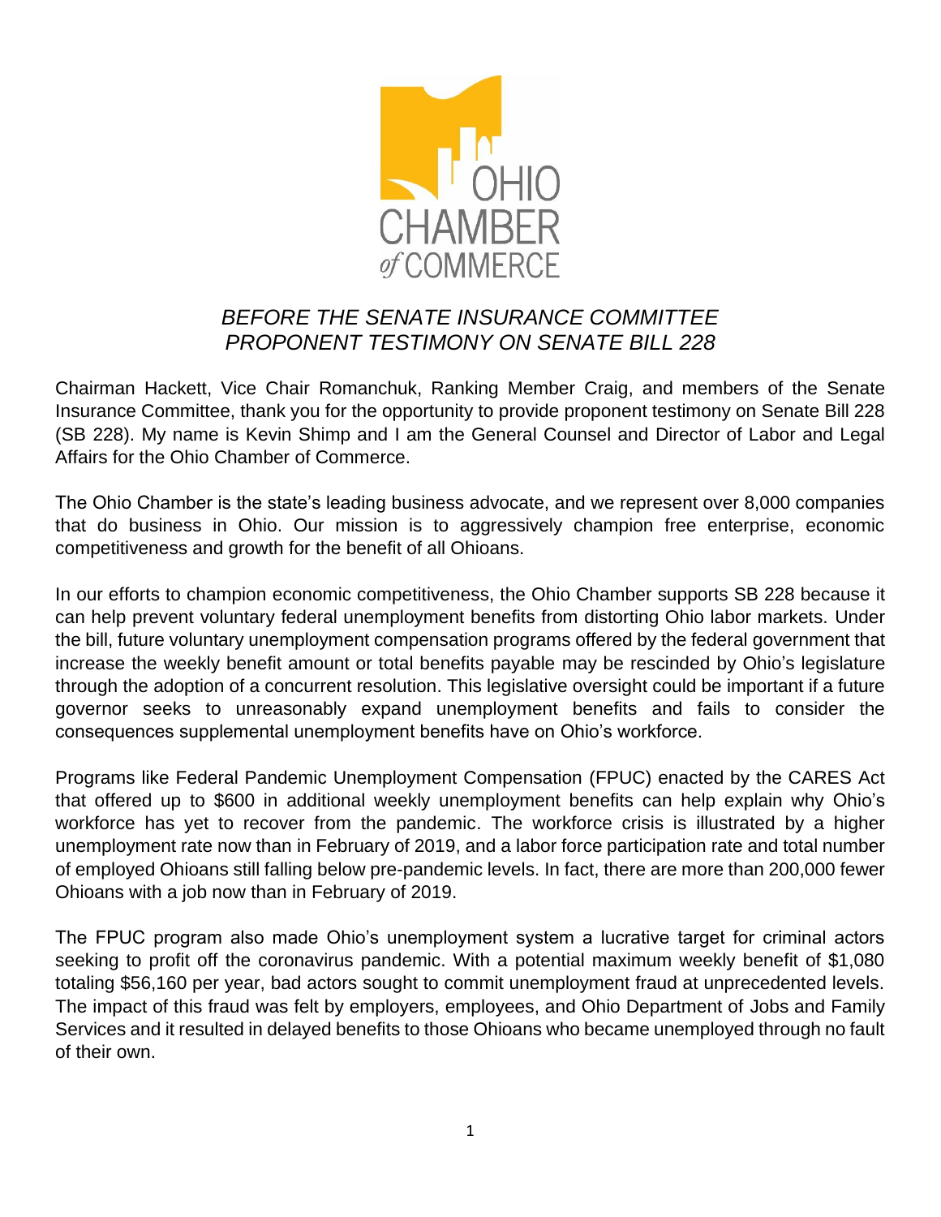*BEFORE THE SENATE INSURANCE COMMITTEE*
*PROPONENT TESTIMONY ON SENATE BILL 228*

Chairman Hackett, Vice Chair Romanchuk, Ranking Member Craig, and members of the Senate Insurance Committee, thank you for the opportunity to provide proponent testimony on Senate Bill 228 (SB 228). My name is Kevin Shimp and I am the General Counsel and Director of Labor and Legal Affairs for the Ohio Chamber of Commerce.

The Ohio Chamber is the state's leading business advocate, and we represent over 8,000 companies that do business in Ohio. Our mission is to aggressively champion free enterprise, economic competitiveness and growth for the benefit of all Ohioans.

In our efforts to champion economic competitiveness, the Ohio Chamber supports SB 228 because it can help prevent voluntary federal unemployment benefits from distorting Ohio labor markets. Under the bill, future voluntary unemployment compensation programs offered by the federal government that increase the weekly benefit amount or total benefits payable may be rescinded by Ohio's legislature through the adoption of a concurrent resolution. This legislative oversight could be important if a future governor seeks to unreasonably expand unemployment benefits and fails to consider the consequences supplemental unemployment benefits have on Ohio's workforce.

Programs like Federal Pandemic Unemployment Compensation (FPUC) enacted by the CARES Act that offered up to $600 in additional weekly unemployment benefits can help explain why Ohio's workforce has yet to recover from the pandemic. The workforce crisis is illustrated by a higher unemployment rate now than in February of 2019, and a labor force participation rate and total number of employed Ohioans still falling below pre-pandemic levels. In fact, there are more than 200,000 fewer Ohioans with a job now than in February of 2019.

The FPUC program also made Ohio's unemployment system a lucrative target for criminal actors seeking to profit off the coronavirus pandemic. With a potential maximum weekly benefit of $1,080 totaling $56,160 per year, bad actors sought to commit unemployment fraud at unprecedented levels. The impact of this fraud was felt by employers, employees, and Ohio Department of Jobs and Family Services and it resulted in delayed benefits to those Ohioans who became unemployed through no fault of their own.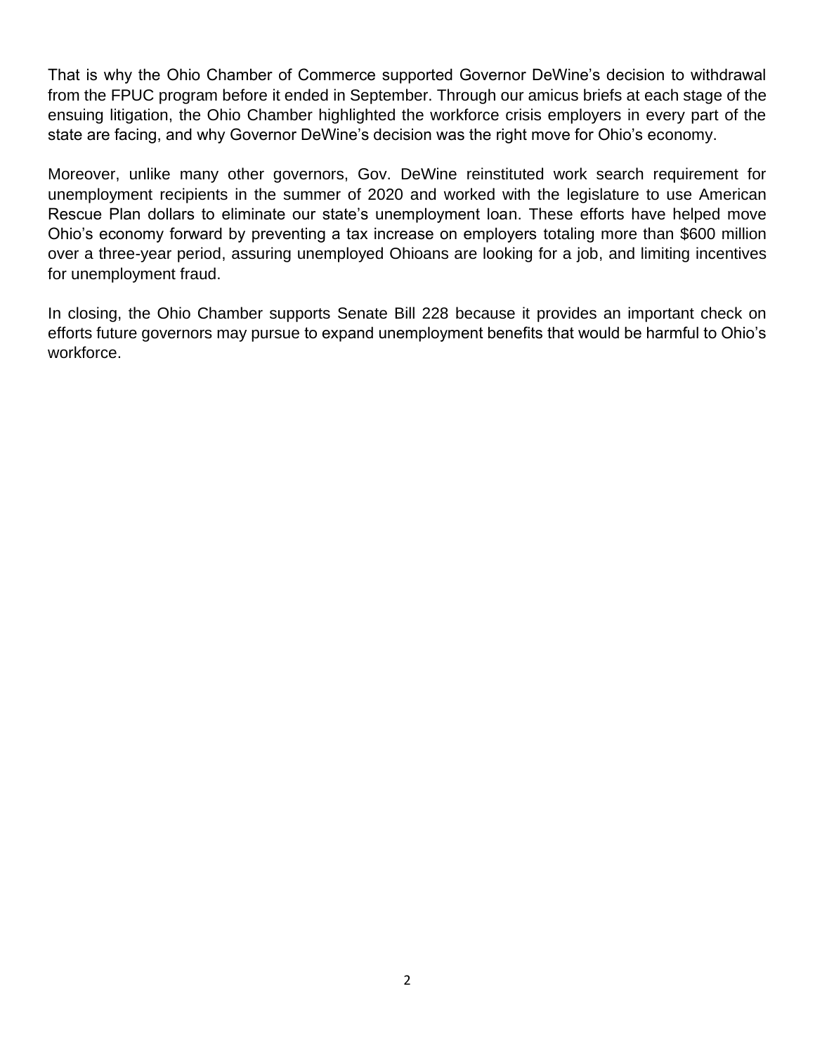That is why the Ohio Chamber of Commerce supported Governor DeWine's decision to withdrawal from the FPUC program before it ended in September. Through our amicus briefs at each stage of the ensuing litigation, the Ohio Chamber highlighted the workforce crisis employers in every part of the state are facing, and why Governor DeWine's decision was the right move for Ohio's economy.

Moreover, unlike many other governors, Gov. DeWine reinstituted work search requirement for unemployment recipients in the summer of 2020 and worked with the legislature to use American Rescue Plan dollars to eliminate our state's unemployment loan. These efforts have helped move Ohio's economy forward by preventing a tax increase on employers totaling more than $600 million over a three-year period, assuring unemployed Ohioans are looking for a job, and limiting incentives for unemployment fraud.

In closing, the Ohio Chamber supports Senate Bill 228 because it provides an important check on efforts future governors may pursue to expand unemployment benefits that would be harmful to Ohio's workforce.